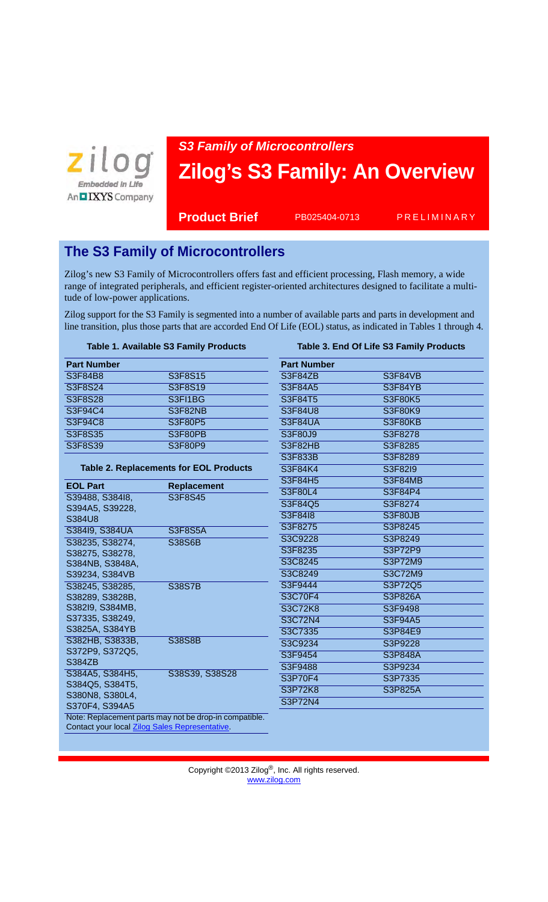*S3 Family of Microcontrollers*

# Zilog's S3 Family: An Overview

**Product Brief** PB025404-0713 PRELIMINARY

## The S3 Family of Microcontrollers

Zilog's new S3 Family of Microcontrollers offers fast and efficient processing, Flash memory, a wide range of integrated peripherals, and efficient register-oriented architectures designed to facilitate a multitude of low-power applications.

Zilog support for the S3 Family is segmented into a number of available parts and parts in development and line transition, plus those parts that are accorded End Of Life (EOL) status, as indicated in Tables 1 through 4.

**Table 1. Available S3 Family Products**

| Part Number | |
|---|---|
| S3F84B8 | S3F8S15 |
| S3F8S24 | S3F8S19 |
| S3F8S28 | S3FI1BG |
| S3F94C4 | S3F82NB |
| S3F94C8 | S3F80P5 |
| S3F8S35 | S3F80PB |
| S3F8S39 | S3F80P9 |

**Table 2. Replacements for EOL Products**

| EOL Part | Replacement |
|---|---|
| S39488, S384I8, S394A5, S39228, S384U8 | S3F8S45 |
| S384I9, S384UA | S3F8S5A |
| S38235, S38274, S38275, S38278, S384NB, S3848A, S39234, S384VB | S38S6B |
| S38245, S38285, S38289, S3828B, S382I9, S384MB, S37335, S38249, S3825A, S384YB | S38S7B |
| S382HB, S3833B, S372P9, S372Q5, S384ZB | S38S8B |
| S384A5, S384H5, S384Q5, S384T5, S380N8, S380L4, S370F4, S394A5 | S38S39, S38S28 |

Note: Replacement parts may not be drop-in compatible. Contact your local Zilog Sales Representative.

**Table 3. End Of Life S3 Family Products**

| Part Number | |
|---|---|
| S3F84ZB | S3F84VB |
| S3F84A5 | S3F84YB |
| S3F84T5 | S3F80K5 |
| S3F84U8 | S3F80K9 |
| S3F84UA | S3F80KB |
| S3F80J9 | S3F8278 |
| S3F82HB | S3F8285 |
| S3F833B | S3F8289 |
| S3F84K4 | S3F82I9 |
| S3F84H5 | S3F84MB |
| S3F80L4 | S3F84P4 |
| S3F84Q5 | S3F8274 |
| S3F84I8 | S3F80JB |
| S3F8275 | S3P8245 |
| S3C9228 | S3P8249 |
| S3F8235 | S3P72P9 |
| S3C8245 | S3P72M9 |
| S3C8249 | S3C72M9 |
| S3F9444 | S3P72Q5 |
| S3C70F4 | S3P826A |
| S3C72K8 | S3F9498 |
| S3C72N4 | S3F94A5 |
| S3C7335 | S3P84E9 |
| S3C9234 | S3P9228 |
| S3F9454 | S3P848A |
| S3F9488 | S3P9234 |
| S3P70F4 | S3P7335 |
| S3P72K8 | S3P825A |
| S3P72N4 | |

Copyright ©2013 Zilog®, Inc. All rights reserved.
www.zilog.com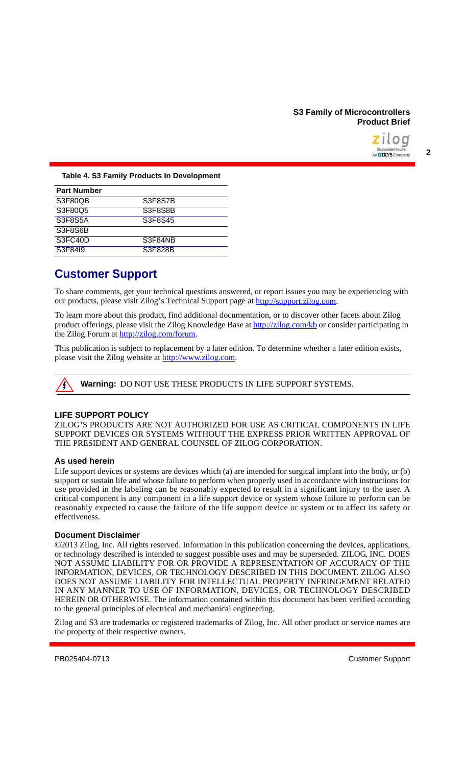**Table 4. S3 Family Products In Development**

| Part Number | |
|---|---|
| S3F80QB | S3F8S7B |
| S3F80Q5 | S3F8S8B |
| S3F8S5A | S3F8S45 |
| S3F8S6B | |
| S3FC40D | S3F84NB |
| S3F84I9 | S3F828B |

## Customer Support

To share comments, get your technical questions answered, or report issues you may be experiencing with our products, please visit Zilog's Technical Support page at http://support.zilog.com.

To learn more about this product, find additional documentation, or to discover other facets about Zilog product offerings, please visit the Zilog Knowledge Base at http://zilog.com/kb or consider participating in the Zilog Forum at http://zilog.com/forum.

This publication is subject to replacement by a later edition. To determine whether a later edition exists, please visit the Zilog website at http://www.zilog.com.

**Warning:** DO NOT USE THESE PRODUCTS IN LIFE SUPPORT SYSTEMS.

### LIFE SUPPORT POLICY

ZILOG'S PRODUCTS ARE NOT AUTHORIZED FOR USE AS CRITICAL COMPONENTS IN LIFE SUPPORT DEVICES OR SYSTEMS WITHOUT THE EXPRESS PRIOR WRITTEN APPROVAL OF THE PRESIDENT AND GENERAL COUNSEL OF ZILOG CORPORATION.

### As used herein

Life support devices or systems are devices which (a) are intended for surgical implant into the body, or (b) support or sustain life and whose failure to perform when properly used in accordance with instructions for use provided in the labeling can be reasonably expected to result in a significant injury to the user. A critical component is any component in a life support device or system whose failure to perform can be reasonably expected to cause the failure of the life support device or system or to affect its safety or effectiveness.

### Document Disclaimer

©2013 Zilog, Inc. All rights reserved. Information in this publication concerning the devices, applications, or technology described is intended to suggest possible uses and may be superseded. ZILOG, INC. DOES NOT ASSUME LIABILITY FOR OR PROVIDE A REPRESENTATION OF ACCURACY OF THE INFORMATION, DEVICES, OR TECHNOLOGY DESCRIBED IN THIS DOCUMENT. ZILOG ALSO DOES NOT ASSUME LIABILITY FOR INTELLECTUAL PROPERTY INFRINGEMENT RELATED IN ANY MANNER TO USE OF INFORMATION, DEVICES, OR TECHNOLOGY DESCRIBED HEREIN OR OTHERWISE. The information contained within this document has been verified according to the general principles of electrical and mechanical engineering.

Zilog and S3 are trademarks or registered trademarks of Zilog, Inc. All other product or service names are the property of their respective owners.